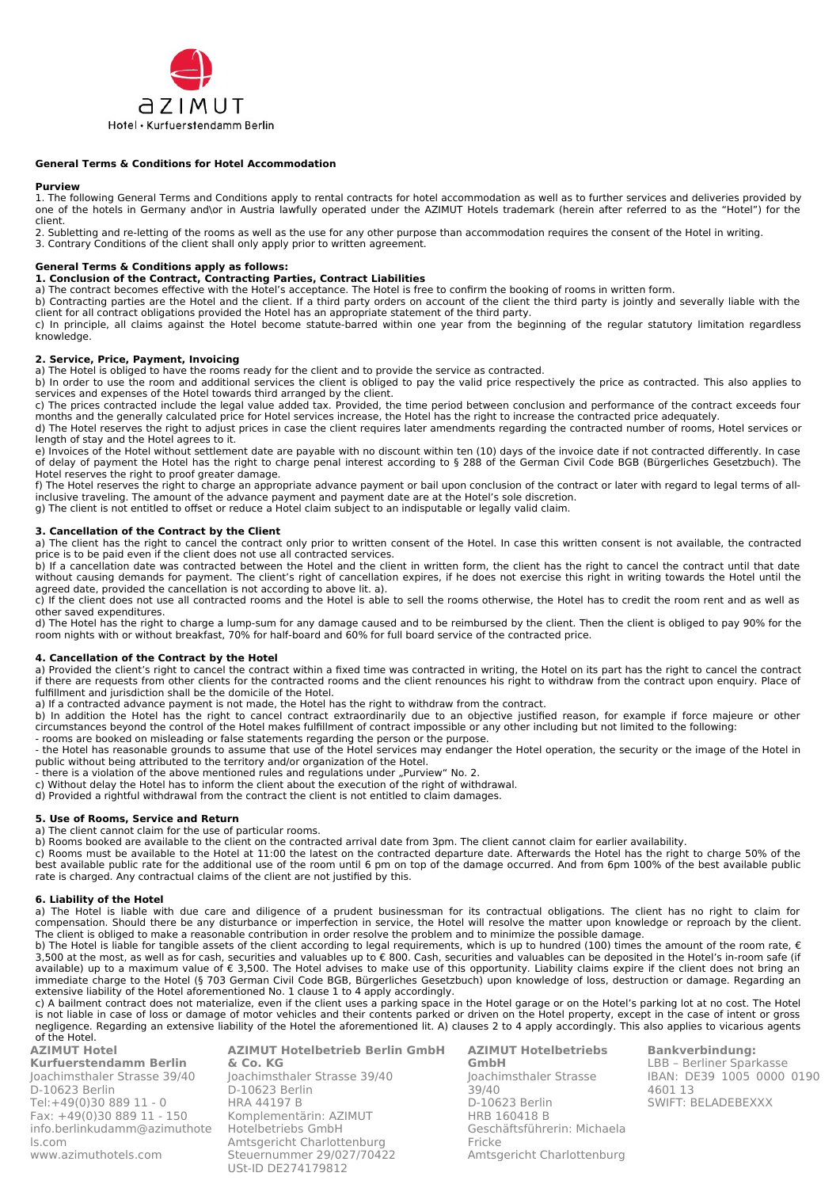AZIMUT

Hotel • Kurfuerstendamm Berlin

# General Terms & Conditions for Hotel Accommodation

**Purview**

1. The following General Terms and Conditions apply to rental contracts for hotel accommodation as well as to further services and deliveries provided by one of the hotels in Germany and\or in Austria lawfully operated under the AZIMUT Hotels trademark (herein after referred to as the "Hotel") for the client.
2. Subletting and re-letting of the rooms as well as the use for any other purpose than accommodation requires the consent of the Hotel in writing.
3. Contrary Conditions of the client shall only apply prior to written agreement.

**General Terms & Conditions apply as follows:**

**1. Conclusion of the Contract, Contracting Parties, Contract Liabilities**

a) The contract becomes effective with the Hotel's acceptance. The Hotel is free to confirm the booking of rooms in written form.
b) Contracting parties are the Hotel and the client. If a third party orders on account of the client the third party is jointly and severally liable with the client for all contract obligations provided the Hotel has an appropriate statement of the third party.
c) In principle, all claims against the Hotel become statute-barred within one year from the beginning of the regular statutory limitation regardless knowledge.

**2. Service, Price, Payment, Invoicing**

a) The Hotel is obliged to have the rooms ready for the client and to provide the service as contracted.
b) In order to use the room and additional services the client is obliged to pay the valid price respectively the price as contracted. This also applies to services and expenses of the Hotel towards third arranged by the client.
c) The prices contracted include the legal value added tax. Provided, the time period between conclusion and performance of the contract exceeds four months and the generally calculated price for Hotel services increase, the Hotel has the right to increase the contracted price adequately.
d) The Hotel reserves the right to adjust prices in case the client requires later amendments regarding the contracted number of rooms, Hotel services or length of stay and the Hotel agrees to it.
e) Invoices of the Hotel without settlement date are payable with no discount within ten (10) days of the invoice date if not contracted differently. In case of delay of payment the Hotel has the right to charge penal interest according to § 288 of the German Civil Code BGB (Bürgerliches Gesetzbuch). The Hotel reserves the right to proof greater damage.
f) The Hotel reserves the right to charge an appropriate advance payment or bail upon conclusion of the contract or later with regard to legal terms of all-inclusive traveling. The amount of the advance payment and payment date are at the Hotel's sole discretion.
g) The client is not entitled to offset or reduce a Hotel claim subject to an indisputable or legally valid claim.

**3. Cancellation of the Contract by the Client**

a) The client has the right to cancel the contract only prior to written consent of the Hotel. In case this written consent is not available, the contracted price is to be paid even if the client does not use all contracted services.
b) If a cancellation date was contracted between the Hotel and the client in written form, the client has the right to cancel the contract until that date without causing demands for payment. The client's right of cancellation expires, if he does not exercise this right in writing towards the Hotel until the agreed date, provided the cancellation is not according to above lit. a).
c) If the client does not use all contracted rooms and the Hotel is able to sell the rooms otherwise, the Hotel has to credit the room rent and as well as other saved expenditures.
d) The Hotel has the right to charge a lump-sum for any damage caused and to be reimbursed by the client. Then the client is obliged to pay 90% for the room nights with or without breakfast, 70% for half-board and 60% for full board service of the contracted price.

**4. Cancellation of the Contract by the Hotel**

a) Provided the client's right to cancel the contract within a fixed time was contracted in writing, the Hotel on its part has the right to cancel the contract if there are requests from other clients for the contracted rooms and the client renounces his right to withdraw from the contract upon enquiry. Place of fulfillment and jurisdiction shall be the domicile of the Hotel.
a) If a contracted advance payment is not made, the Hotel has the right to withdraw from the contract.
b) In addition the Hotel has the right to cancel contract extraordinarily due to an objective justified reason, for example if force majeure or other circumstances beyond the control of the Hotel makes fulfillment of contract impossible or any other including but not limited to the following:
- rooms are booked on misleading or false statements regarding the person or the purpose.
- the Hotel has reasonable grounds to assume that use of the Hotel services may endanger the Hotel operation, the security or the image of the Hotel in public without being attributed to the territory and/or organization of the Hotel.
- there is a violation of the above mentioned rules and regulations under „Purview" No. 2.

c) Without delay the Hotel has to inform the client about the execution of the right of withdrawal.
d) Provided a rightful withdrawal from the contract the client is not entitled to claim damages.

**5. Use of Rooms, Service and Return**

a) The client cannot claim for the use of particular rooms.
b) Rooms booked are available to the client on the contracted arrival date from 3pm. The client cannot claim for earlier availability.
c) Rooms must be available to the Hotel at 11:00 the latest on the contracted departure date. Afterwards the Hotel has the right to charge 50% of the best available public rate for the additional use of the room until 6 pm on top of the damage occurred. And from 6pm 100% of the best available public rate is charged. Any contractual claims of the client are not justified by this.

**6. Liability of the Hotel**

a) The Hotel is liable with due care and diligence of a prudent businessman for its contractual obligations. The client has no right to claim for compensation. Should there be any disturbance or imperfection in service, the Hotel will resolve the matter upon knowledge or reproach by the client. The client is obliged to make a reasonable contribution in order resolve the problem and to minimize the possible damage.
b) The Hotel is liable for tangible assets of the client according to legal requirements, which is up to hundred (100) times the amount of the room rate, € 3,500 at the most, as well as for cash, securities and valuables up to € 800. Cash, securities and valuables can be deposited in the Hotel's in-room safe (if available) up to a maximum value of € 3,500. The Hotel advises to make use of this opportunity. Liability claims expire if the client does not bring an immediate charge to the Hotel (§ 703 German Civil Code BGB, Bürgerliches Gesetzbuch) upon knowledge of loss, destruction or damage. Regarding an extensive liability of the Hotel aforementioned No. 1 clause 1 to 4 apply accordingly.
c) A bailment contract does not materialize, even if the client uses a parking space in the Hotel garage or on the Hotel's parking lot at no cost. The Hotel is not liable in case of loss or damage of motor vehicles and their contents parked or driven on the Hotel property, except in the case of intent or gross negligence. Regarding an extensive liability of the Hotel the aforementioned lit. A) clauses 2 to 4 apply accordingly. This also applies to vicarious agents of the Hotel.

**AZIMUT Hotel Kurfuerstendamm Berlin**
Joachimsthaler Strasse 39/40
D-10623 Berlin
Tel:+49(0)30 889 11 - 0
Fax: +49(0)30 889 11 - 150
info.berlinkudamm@azimuthotels.com
www.azimuthotels.com

**AZIMUT Hotelbetrieb Berlin GmbH & Co. KG**
Joachimsthaler Strasse 39/40
D-10623 Berlin
HRA 44197 B
Komplementärin: AZIMUT Hotelbetriebs GmbH
Amtsgericht Charlottenburg
Steuernummer 29/027/70422
USt-ID DE274179812

**AZIMUT Hotelbetriebs GmbH**
Joachimsthaler Strasse 39/40
D-10623 Berlin
HRB 160418 B
Geschäftsführerin: Michaela Fricke
Amtsgericht Charlottenburg

**Bankverbindung:**
LBB – Berliner Sparkasse
IBAN: DE39 1005 0000 0190 4601 13
SWIFT: BELADEBEXXX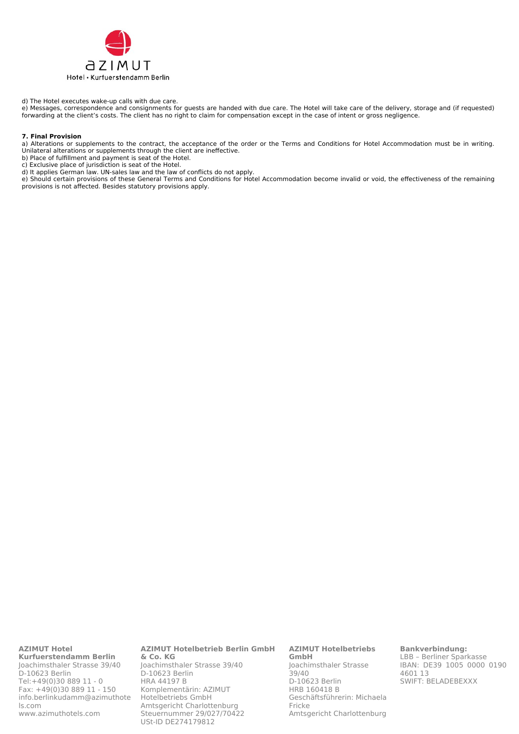d) The Hotel executes wake-up calls with due care.

e) Messages, correspondence and consignments for guests are handed with due care. The Hotel will take care of the delivery, storage and (if requested) forwarding at the client's costs. The client has no right to claim for compensation except in the case of intent or gross negligence.

**7. Final Provision**

a) Alterations or supplements to the contract, the acceptance of the order or the Terms and Conditions for Hotel Accommodation must be in writing. Unilateral alterations or supplements through the client are ineffective.

b) Place of fulfillment and payment is seat of the Hotel.

c) Exclusive place of jurisdiction is seat of the Hotel.

d) It applies German law. UN-sales law and the law of conflicts do not apply.

e) Should certain provisions of these General Terms and Conditions for Hotel Accommodation become invalid or void, the effectiveness of the remaining provisions is not affected. Besides statutory provisions apply.